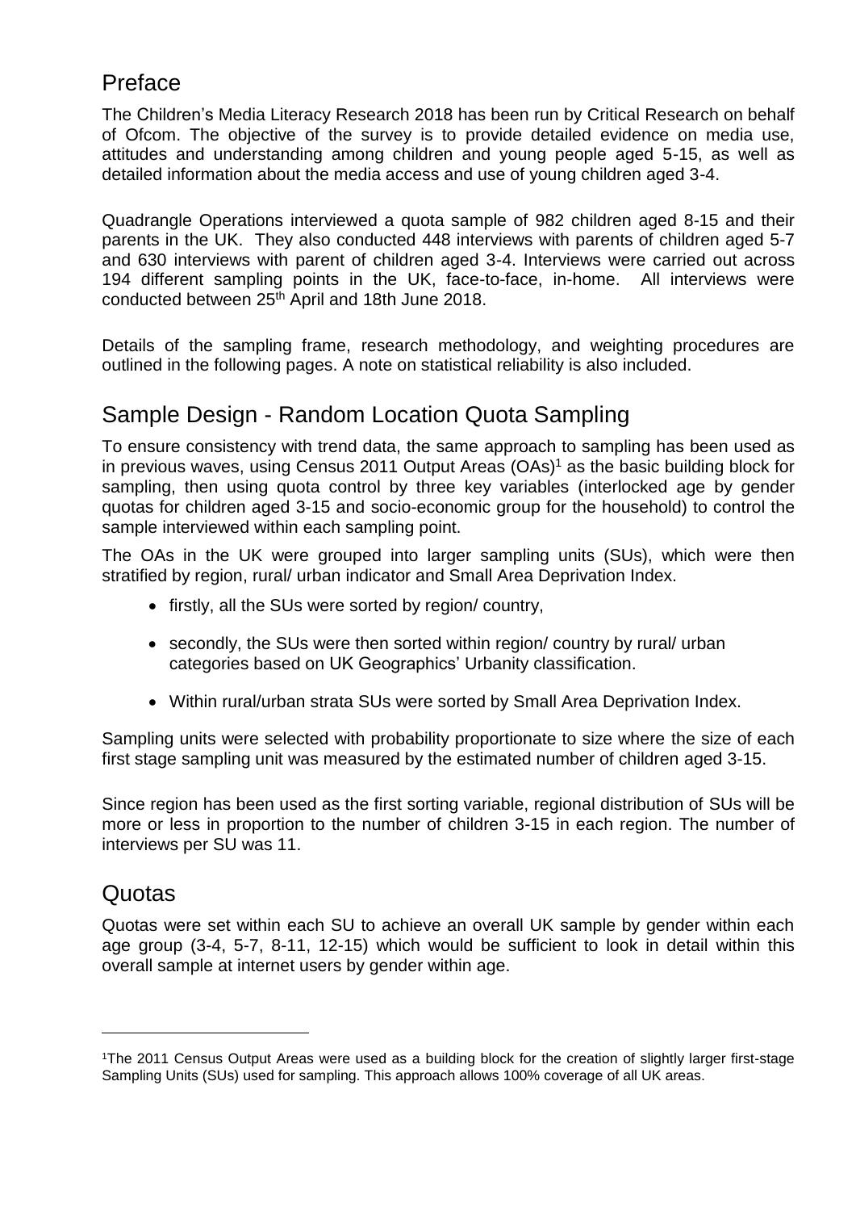## Preface

The Children's Media Literacy Research 2018 has been run by Critical Research on behalf of Ofcom. The objective of the survey is to provide detailed evidence on media use, attitudes and understanding among children and young people aged 5-15, as well as detailed information about the media access and use of young children aged 3-4.

Quadrangle Operations interviewed a quota sample of 982 children aged 8-15 and their parents in the UK. They also conducted 448 interviews with parents of children aged 5-7 and 630 interviews with parent of children aged 3-4. Interviews were carried out across 194 different sampling points in the UK, face-to-face, in-home. All interviews were conducted between 25th April and 18th June 2018.

Details of the sampling frame, research methodology, and weighting procedures are outlined in the following pages. A note on statistical reliability is also included.

## Sample Design - Random Location Quota Sampling

To ensure consistency with trend data, the same approach to sampling has been used as in previous waves, using Census 2011 Output Areas (OAs)[1] as the basic building block for sampling, then using quota control by three key variables (interlocked age by gender quotas for children aged 3-15 and socio-economic group for the household) to control the sample interviewed within each sampling point.

The OAs in the UK were grouped into larger sampling units (SUs), which were then stratified by region, rural/ urban indicator and Small Area Deprivation Index.

- firstly, all the SUs were sorted by region/ country,
- secondly, the SUs were then sorted within region/ country by rural/ urban categories based on UK Geographics' Urbanity classification.
- Within rural/urban strata SUs were sorted by Small Area Deprivation Index.

Sampling units were selected with probability proportionate to size where the size of each first stage sampling unit was measured by the estimated number of children aged 3-15.

Since region has been used as the first sorting variable, regional distribution of SUs will be more or less in proportion to the number of children 3-15 in each region. The number of interviews per SU was 11.

## Quotas

Quotas were set within each SU to achieve an overall UK sample by gender within each age group (3-4, 5-7, 8-11, 12-15) which would be sufficient to look in detail within this overall sample at internet users by gender within age.

---

[1]The 2011 Census Output Areas were used as a building block for the creation of slightly larger first-stage Sampling Units (SUs) used for sampling. This approach allows 100% coverage of all UK areas.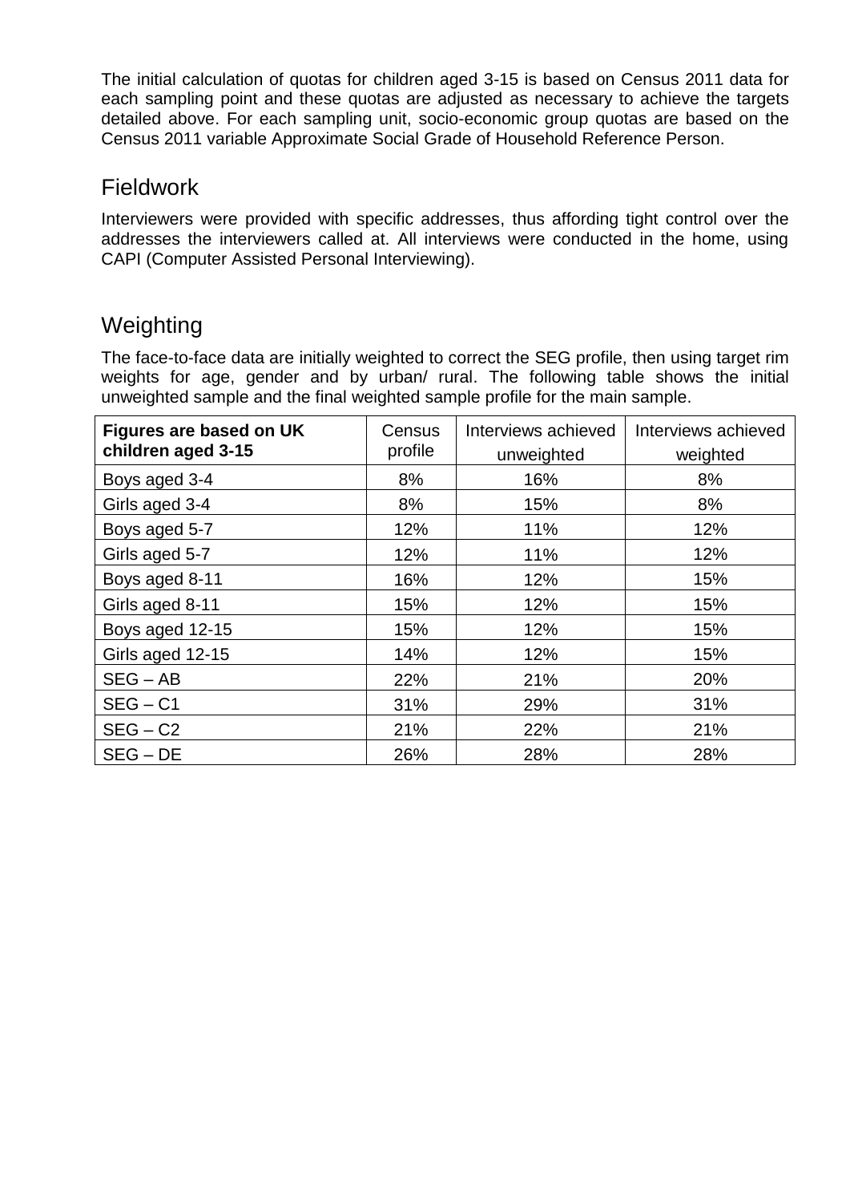The initial calculation of quotas for children aged 3-15 is based on Census 2011 data for each sampling point and these quotas are adjusted as necessary to achieve the targets detailed above. For each sampling unit, socio-economic group quotas are based on the Census 2011 variable Approximate Social Grade of Household Reference Person.

## Fieldwork

Interviewers were provided with specific addresses, thus affording tight control over the addresses the interviewers called at. All interviews were conducted in the home, using CAPI (Computer Assisted Personal Interviewing).

## Weighting

The face-to-face data are initially weighted to correct the SEG profile, then using target rim weights for age, gender and by urban/ rural. The following table shows the initial unweighted sample and the final weighted sample profile for the main sample.

| **Figures are based on UK children aged 3-15** | Census profile | Interviews achieved unweighted | Interviews achieved weighted |
|---|---|---|---|
| Boys aged 3-4 | 8% | 16% | 8% |
| Girls aged 3-4 | 8% | 15% | 8% |
| Boys aged 5-7 | 12% | 11% | 12% |
| Girls aged 5-7 | 12% | 11% | 12% |
| Boys aged 8-11 | 16% | 12% | 15% |
| Girls aged 8-11 | 15% | 12% | 15% |
| Boys aged 12-15 | 15% | 12% | 15% |
| Girls aged 12-15 | 14% | 12% | 15% |
| SEG – AB | 22% | 21% | 20% |
| SEG – C1 | 31% | 29% | 31% |
| SEG – C2 | 21% | 22% | 21% |
| SEG – DE | 26% | 28% | 28% |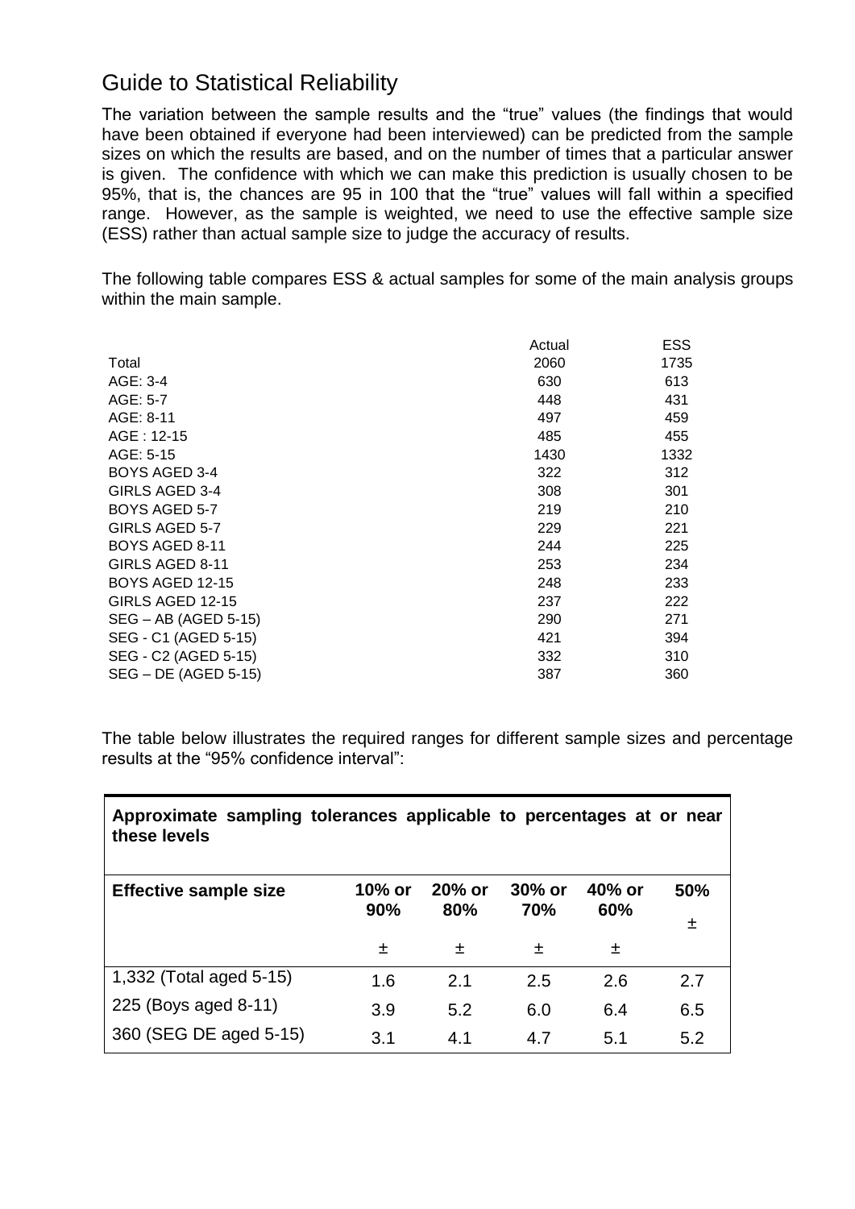## Guide to Statistical Reliability

The variation between the sample results and the "true" values (the findings that would have been obtained if everyone had been interviewed) can be predicted from the sample sizes on which the results are based, and on the number of times that a particular answer is given. The confidence with which we can make this prediction is usually chosen to be 95%, that is, the chances are 95 in 100 that the "true" values will fall within a specified range. However, as the sample is weighted, we need to use the effective sample size (ESS) rather than actual sample size to judge the accuracy of results.

The following table compares ESS & actual samples for some of the main analysis groups within the main sample.

| | Actual | ESS |
|---|---|---|
| Total | 2060 | 1735 |
| AGE: 3-4 | 630 | 613 |
| AGE: 5-7 | 448 | 431 |
| AGE: 8-11 | 497 | 459 |
| AGE : 12-15 | 485 | 455 |
| AGE: 5-15 | 1430 | 1332 |
| BOYS AGED 3-4 | 322 | 312 |
| GIRLS AGED 3-4 | 308 | 301 |
| BOYS AGED 5-7 | 219 | 210 |
| GIRLS AGED 5-7 | 229 | 221 |
| BOYS AGED 8-11 | 244 | 225 |
| GIRLS AGED 8-11 | 253 | 234 |
| BOYS AGED 12-15 | 248 | 233 |
| GIRLS AGED 12-15 | 237 | 222 |
| SEG – AB (AGED 5-15) | 290 | 271 |
| SEG - C1 (AGED 5-15) | 421 | 394 |
| SEG - C2 (AGED 5-15) | 332 | 310 |
| SEG – DE (AGED 5-15) | 387 | 360 |

The table below illustrates the required ranges for different sample sizes and percentage results at the "95% confidence interval":

**Approximate sampling tolerances applicable to percentages at or near these levels**

| Effective sample size | 10% or 90% ± | 20% or 80% ± | 30% or 70% ± | 40% or 60% ± | 50% ± |
|---|---|---|---|---|---|
| 1,332 (Total aged 5-15) | 1.6 | 2.1 | 2.5 | 2.6 | 2.7 |
| 225 (Boys aged 8-11) | 3.9 | 5.2 | 6.0 | 6.4 | 6.5 |
| 360 (SEG DE aged 5-15) | 3.1 | 4.1 | 4.7 | 5.1 | 5.2 |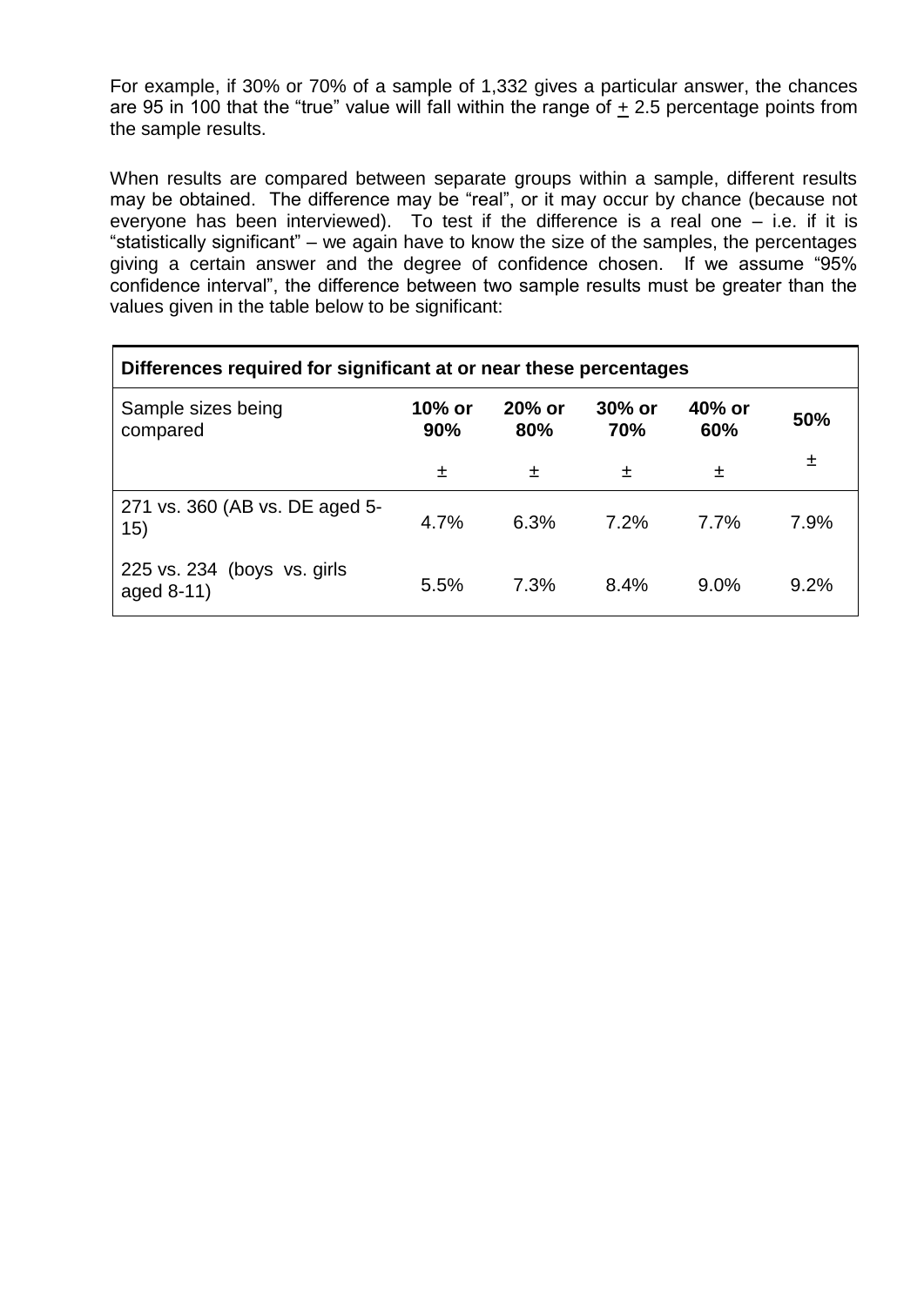For example, if 30% or 70% of a sample of 1,332 gives a particular answer, the chances are 95 in 100 that the "true" value will fall within the range of ± 2.5 percentage points from the sample results.

When results are compared between separate groups within a sample, different results may be obtained. The difference may be "real", or it may occur by chance (because not everyone has been interviewed). To test if the difference is a real one – i.e. if it is "statistically significant" – we again have to know the size of the samples, the percentages giving a certain answer and the degree of confidence chosen. If we assume "95% confidence interval", the difference between two sample results must be greater than the values given in the table below to be significant:

| **Differences required for significant at or near these percentages** | | | | | |
|---|---|---|---|---|---|
| Sample sizes being compared | **10% or 90%** | **20% or 80%** | **30% or 70%** | **40% or 60%** | **50%** |
| | ± | ± | ± | ± | ± |
| 271 vs. 360 (AB vs. DE aged 5-15) | 4.7% | 6.3% | 7.2% | 7.7% | 7.9% |
| 225 vs. 234 (boys vs. girls aged 8-11) | 5.5% | 7.3% | 8.4% | 9.0% | 9.2% |